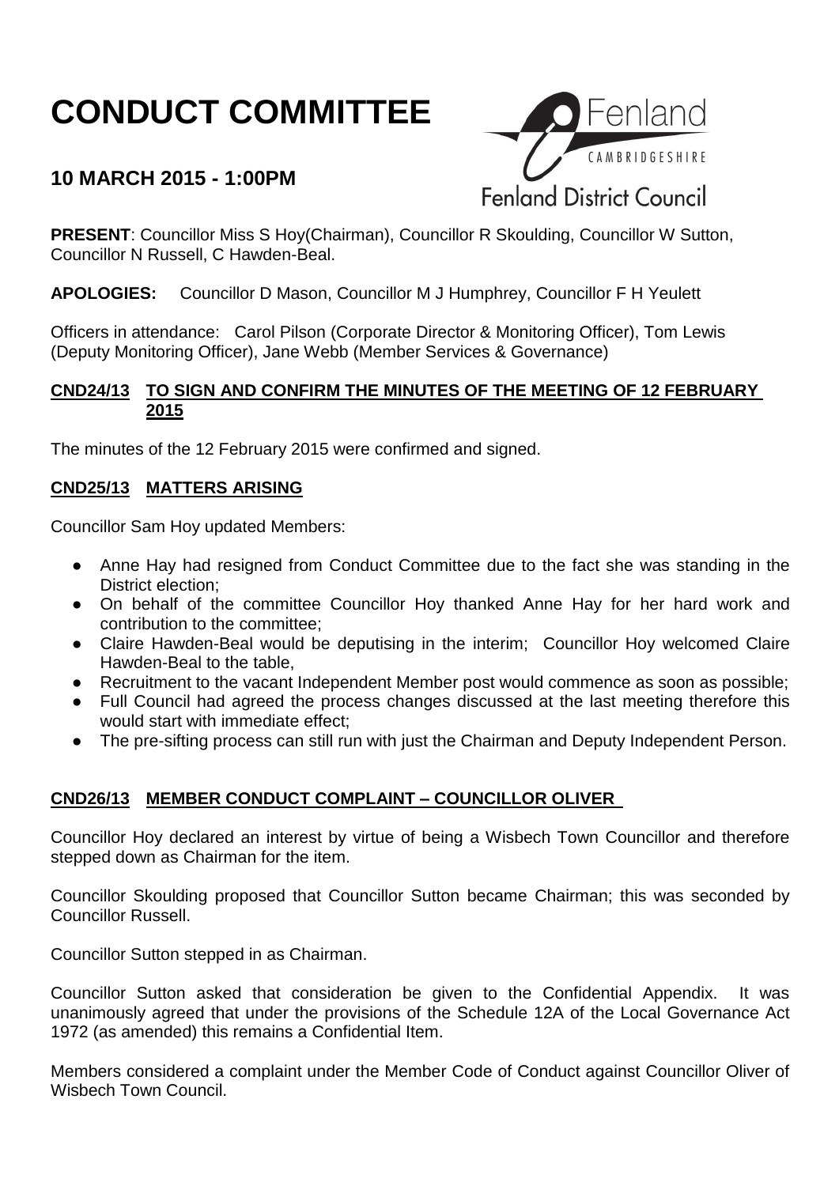# CONDUCT COMMITTEE

## 10 MARCH 2015 - 1:00PM

Fenland CAMBRIDGESHIRE
Fenland District Council

**PRESENT**: Councillor Miss S Hoy(Chairman), Councillor R Skoulding, Councillor W Sutton, Councillor N Russell, C Hawden-Beal.

**APOLOGIES:** Councillor D Mason, Councillor M J Humphrey, Councillor F H Yeulett

Officers in attendance: Carol Pilson (Corporate Director & Monitoring Officer), Tom Lewis (Deputy Monitoring Officer), Jane Webb (Member Services & Governance)

### CND24/13 TO SIGN AND CONFIRM THE MINUTES OF THE MEETING OF 12 FEBRUARY 2015

The minutes of the 12 February 2015 were confirmed and signed.

### CND25/13 MATTERS ARISING

Councillor Sam Hoy updated Members:

- Anne Hay had resigned from Conduct Committee due to the fact she was standing in the District election;
- On behalf of the committee Councillor Hoy thanked Anne Hay for her hard work and contribution to the committee;
- Claire Hawden-Beal would be deputising in the interim; Councillor Hoy welcomed Claire Hawden-Beal to the table,
- Recruitment to the vacant Independent Member post would commence as soon as possible;
- Full Council had agreed the process changes discussed at the last meeting therefore this would start with immediate effect;
- The pre-sifting process can still run with just the Chairman and Deputy Independent Person.

### CND26/13 MEMBER CONDUCT COMPLAINT – COUNCILLOR OLIVER

Councillor Hoy declared an interest by virtue of being a Wisbech Town Councillor and therefore stepped down as Chairman for the item.

Councillor Skoulding proposed that Councillor Sutton became Chairman; this was seconded by Councillor Russell.

Councillor Sutton stepped in as Chairman.

Councillor Sutton asked that consideration be given to the Confidential Appendix. It was unanimously agreed that under the provisions of the Schedule 12A of the Local Governance Act 1972 (as amended) this remains a Confidential Item.

Members considered a complaint under the Member Code of Conduct against Councillor Oliver of Wisbech Town Council.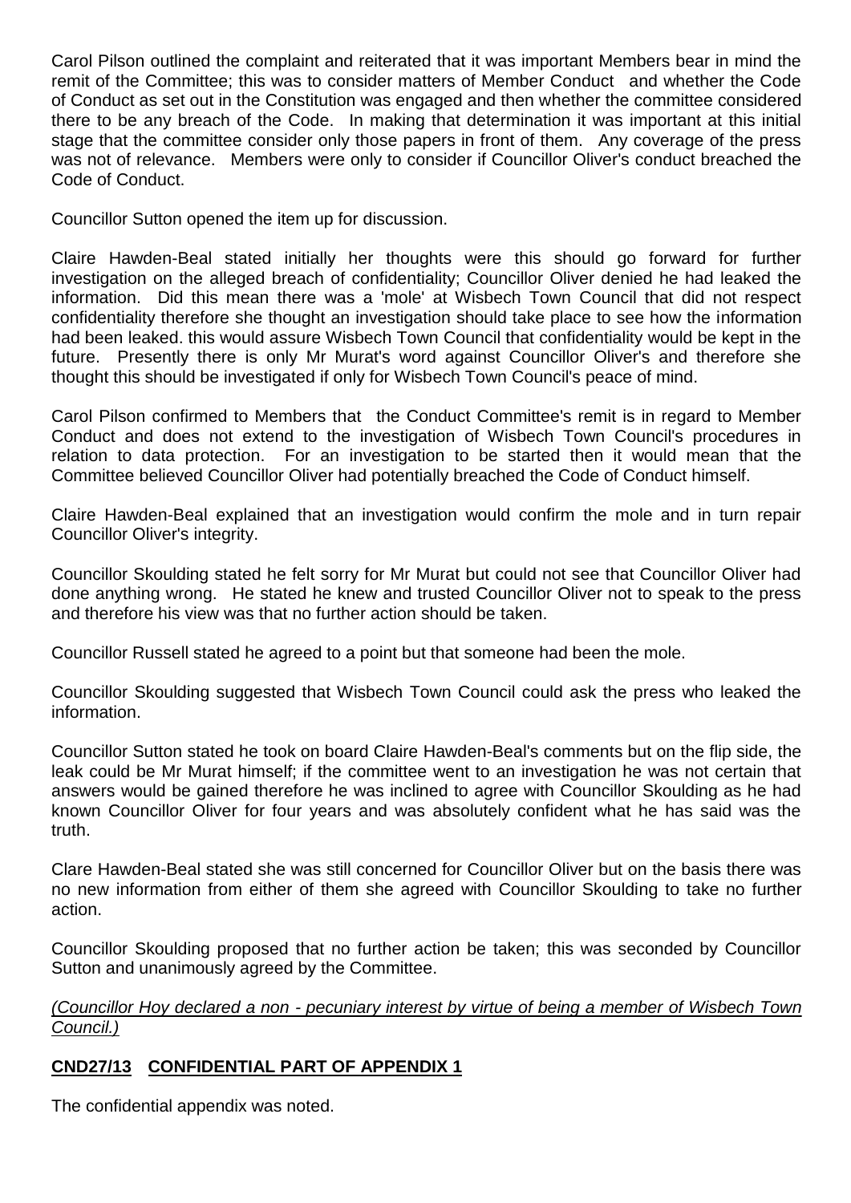Carol Pilson outlined the complaint and reiterated that it was important Members bear in mind the remit of the Committee; this was to consider matters of Member Conduct and whether the Code of Conduct as set out in the Constitution was engaged and then whether the committee considered there to be any breach of the Code. In making that determination it was important at this initial stage that the committee consider only those papers in front of them. Any coverage of the press was not of relevance. Members were only to consider if Councillor Oliver's conduct breached the Code of Conduct.

Councillor Sutton opened the item up for discussion.

Claire Hawden-Beal stated initially her thoughts were this should go forward for further investigation on the alleged breach of confidentiality; Councillor Oliver denied he had leaked the information. Did this mean there was a 'mole' at Wisbech Town Council that did not respect confidentiality therefore she thought an investigation should take place to see how the information had been leaked. this would assure Wisbech Town Council that confidentiality would be kept in the future. Presently there is only Mr Murat's word against Councillor Oliver's and therefore she thought this should be investigated if only for Wisbech Town Council's peace of mind.

Carol Pilson confirmed to Members that the Conduct Committee's remit is in regard to Member Conduct and does not extend to the investigation of Wisbech Town Council's procedures in relation to data protection. For an investigation to be started then it would mean that the Committee believed Councillor Oliver had potentially breached the Code of Conduct himself.

Claire Hawden-Beal explained that an investigation would confirm the mole and in turn repair Councillor Oliver's integrity.

Councillor Skoulding stated he felt sorry for Mr Murat but could not see that Councillor Oliver had done anything wrong. He stated he knew and trusted Councillor Oliver not to speak to the press and therefore his view was that no further action should be taken.

Councillor Russell stated he agreed to a point but that someone had been the mole.

Councillor Skoulding suggested that Wisbech Town Council could ask the press who leaked the information.

Councillor Sutton stated he took on board Claire Hawden-Beal's comments but on the flip side, the leak could be Mr Murat himself; if the committee went to an investigation he was not certain that answers would be gained therefore he was inclined to agree with Councillor Skoulding as he had known Councillor Oliver for four years and was absolutely confident what he has said was the truth.

Clare Hawden-Beal stated she was still concerned for Councillor Oliver but on the basis there was no new information from either of them she agreed with Councillor Skoulding to take no further action.

Councillor Skoulding proposed that no further action be taken; this was seconded by Councillor Sutton and unanimously agreed by the Committee.

*(Councillor Hoy declared a non - pecuniary interest by virtue of being a member of Wisbech Town Council.)*

**CND27/13 CONFIDENTIAL PART OF APPENDIX 1**

The confidential appendix was noted.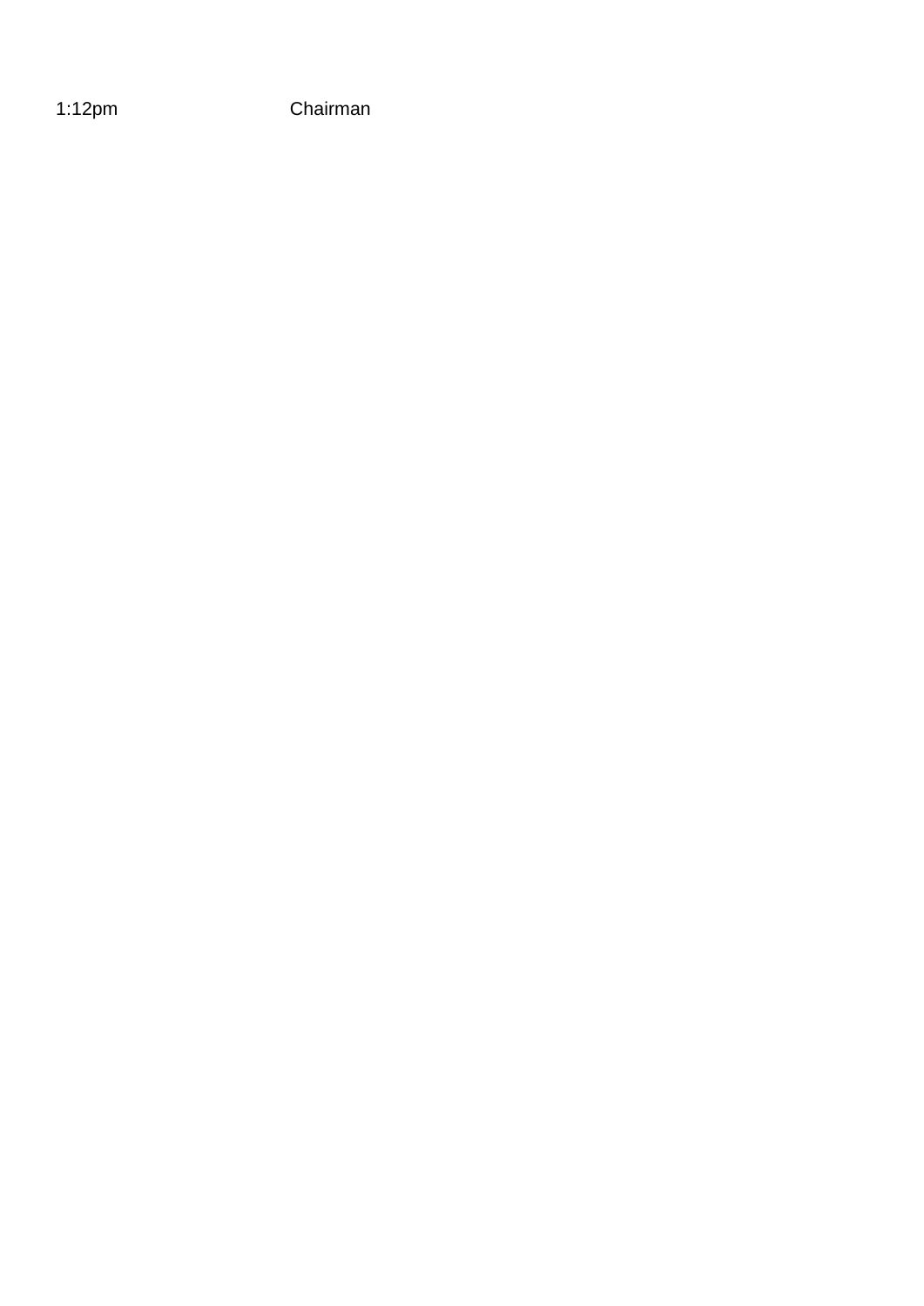1:12pm Chairman